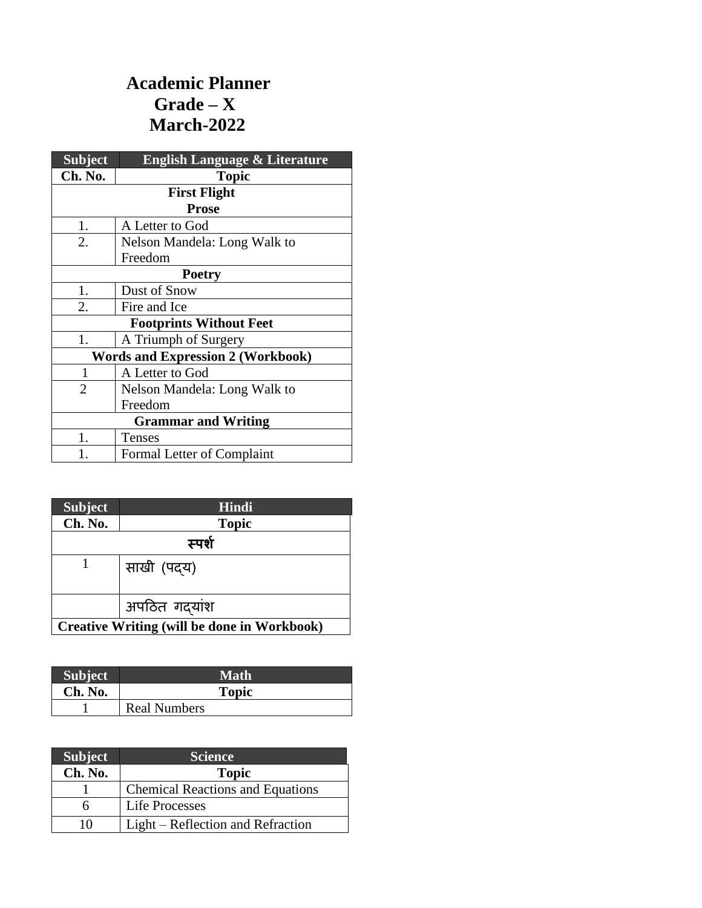# Academic Planner
# Grade – X
# March-2022

| Subject | English Language & Literature |
|---|---|
| **Ch. No.** | **Topic** |
| | **First Flight** |
| | **Prose** |
| 1. | A Letter to God |
| 2. | Nelson Mandela: Long Walk to Freedom |
| | **Poetry** |
| 1. | Dust of Snow |
| 2. | Fire and Ice |
| | **Footprints Without Feet** |
| 1. | A Triumph of Surgery |
| | **Words and Expression 2 (Workbook)** |
| 1 | A Letter to God |
| 2 | Nelson Mandela: Long Walk to Freedom |
| | **Grammar and Writing** |
| 1. | Tenses |
| 1. | Formal Letter of Complaint |

| Subject | Hindi |
|---|---|
| **Ch. No.** | **Topic** |
| | **स्पर्श** |
| 1 | साखी (पद्य) |
| | अपठित गद्यांश |
| | **Creative Writing (will be done in Workbook)** |

| Subject | Math |
|---|---|
| **Ch. No.** | **Topic** |
| 1 | Real Numbers |

| Subject | Science |
|---|---|
| **Ch. No.** | **Topic** |
| 1 | Chemical Reactions and Equations |
| 6 | Life Processes |
| 10 | Light – Reflection and Refraction |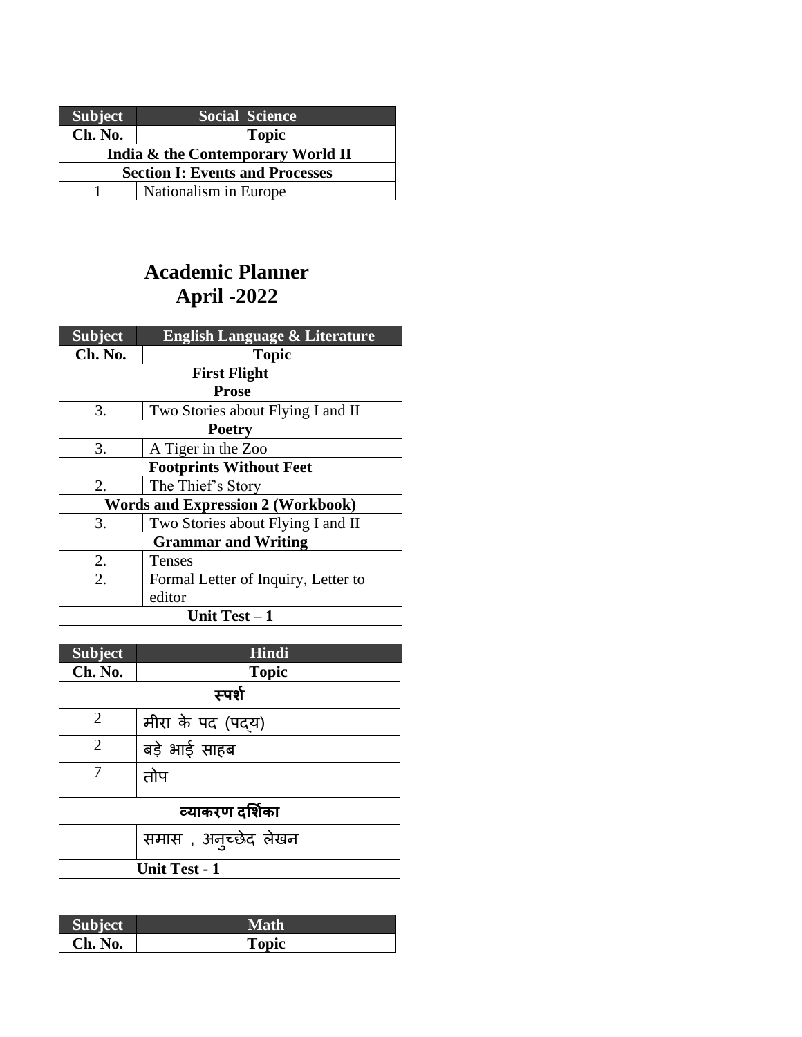| Subject | Social Science |
|---|---|
| Ch. No. | Topic |
| India & the Contemporary World II | |
| Section I: Events and Processes | |
| 1 | Nationalism in Europe |

# Academic Planner
# April -2022

| Subject | English Language & Literature |
|---|---|
| Ch. No. | Topic |
| First Flight Prose | |
| 3. | Two Stories about Flying I and II |
| Poetry | |
| 3. | A Tiger in the Zoo |
| Footprints Without Feet | |
| 2. | The Thief's Story |
| Words and Expression 2 (Workbook) | |
| 3. | Two Stories about Flying I and II |
| Grammar and Writing | |
| 2. | Tenses |
| 2. | Formal Letter of Inquiry, Letter to editor |
| Unit Test – 1 | |

| Subject | Hindi |
|---|---|
| Ch. No. | Topic |
| स्पर्श | |
| 2 | मीरा के पद (पद्य) |
| 2 | बड़े भाई साहब |
| 7 | तोप |
| व्याकरण दर्शिका | |
| | समास , अनुच्छेद लेखन |
| Unit Test - 1 | |

| Subject | Math |
|---|---|
| Ch. No. | Topic |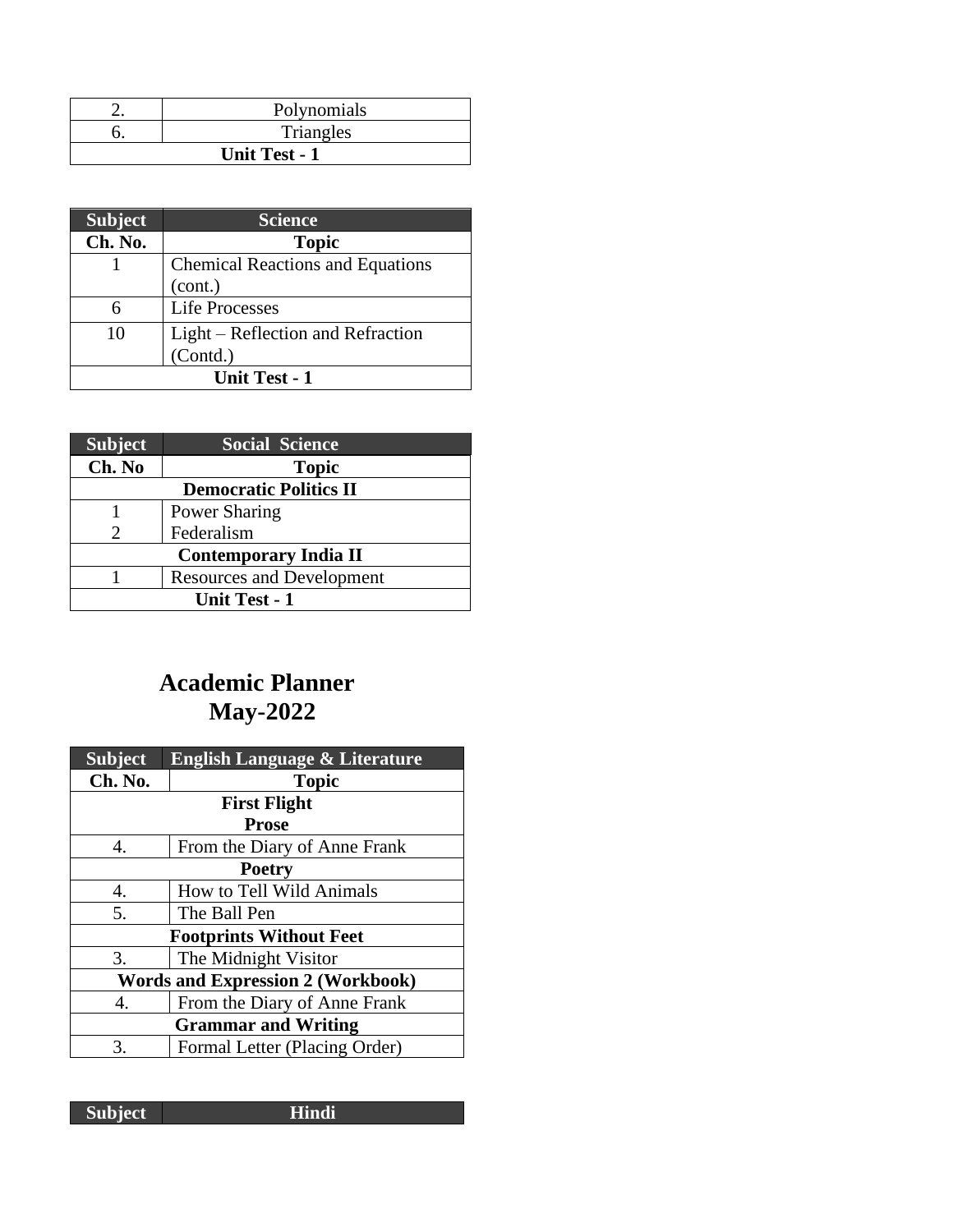| | |
|---|---|
| 2. | Polynomials |
| 6. | Triangles |
| **Unit Test - 1** | |

| **Subject** | **Science** |
|---|---|
| **Ch. No.** | **Topic** |
| 1 | Chemical Reactions and Equations (cont.) |
| 6 | Life Processes |
| 10 | Light – Reflection and Refraction (Contd.) |
| **Unit Test - 1** | |

| **Subject** | **Social Science** |
|---|---|
| **Ch. No** | **Topic** |
| **Democratic Politics II** | |
| 1 | Power Sharing |
| 2 | Federalism |
| **Contemporary India II** | |
| 1 | Resources and Development |
| **Unit Test - 1** | |

# Academic Planner
# May-2022

| **Subject** | **English Language & Literature** |
|---|---|
| **Ch. No.** | **Topic** |
| **First Flight** **Prose** | |
| 4. | From the Diary of Anne Frank |
| **Poetry** | |
| 4. | How to Tell Wild Animals |
| 5. | The Ball Pen |
| **Footprints Without Feet** | |
| 3. | The Midnight Visitor |
| **Words and Expression 2 (Workbook)** | |
| 4. | From the Diary of Anne Frank |
| **Grammar and Writing** | |
| 3. | Formal Letter (Placing Order) |

| **Subject** | **Hindi** |
|---|---|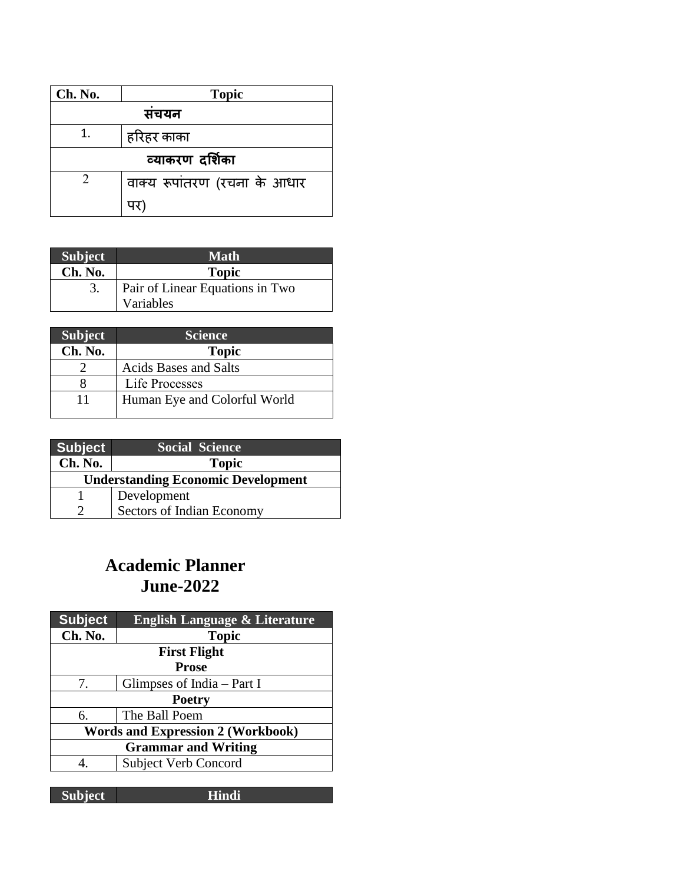| Ch. No. | Topic |
|---|---|
| **संचयन** | |
| 1. | हरिहर काका |
| **व्याकरण दर्शिका** | |
| 2 | वाक्य रूपांतरण (रचना के आधार पर) |

| Subject | Math |
|---|---|
| **Ch. No.** | **Topic** |
| 3. | Pair of Linear Equations in Two Variables |

| Subject | Science |
|---|---|
| **Ch. No.** | **Topic** |
| 2 | Acids Bases and Salts |
| 8 | Life Processes |
| 11 | Human Eye and Colorful World |

| Subject | Social Science |
|---|---|
| **Ch. No.** | **Topic** |
| **Understanding Economic Development** | |
| 1 | Development |
| 2 | Sectors of Indian Economy |

# Academic Planner
# June-2022

| Subject | English Language & Literature |
|---|---|
| **Ch. No.** | **Topic** |
| **First Flight** | |
| **Prose** | |
| 7. | Glimpses of India – Part I |
| **Poetry** | |
| 6. | The Ball Poem |
| **Words and Expression 2 (Workbook)** | |
| **Grammar and Writing** | |
| 4. | Subject Verb Concord |

| Subject | Hindi |
|---|---|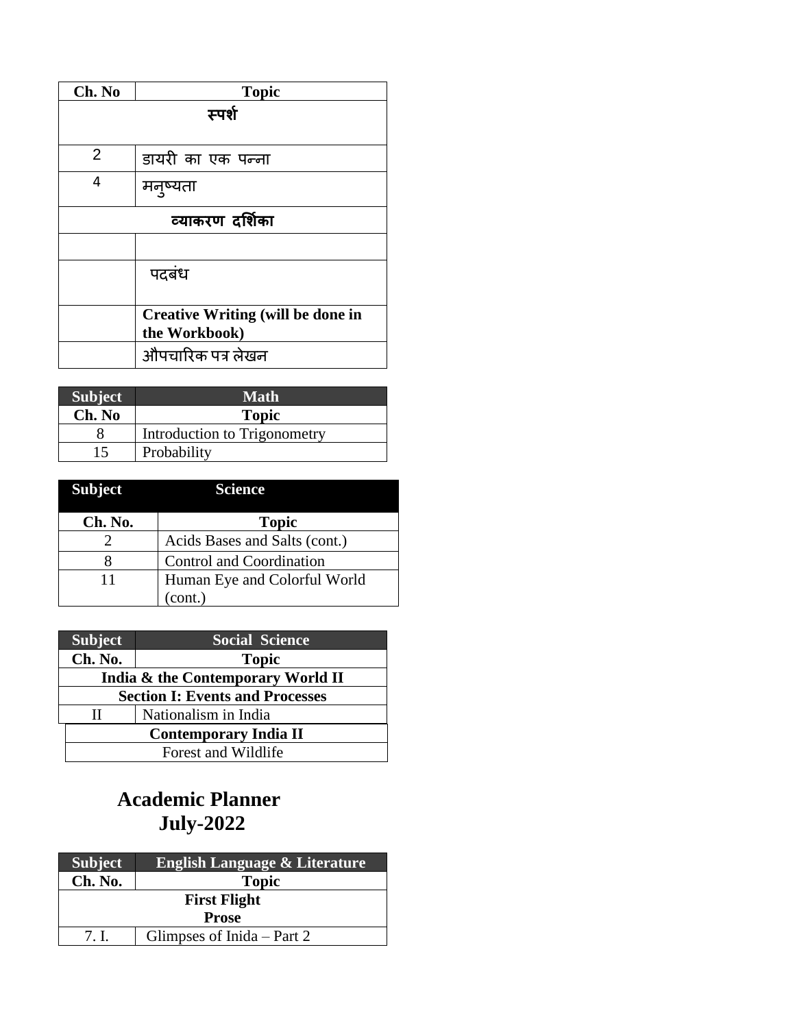| Ch. No | Topic |
|---|---|
| स्पर्श | |
| 2 | डायरी का एक पन्ना |
| 4 | मनुष्यता |
| व्याकरण दर्शिका | |
| | |
| | पदबंध |
| | **Creative Writing (will be done in the Workbook)** |
| | औपचारिक पत्र लेखन |

| Subject | Math |
|---|---|
| **Ch. No** | **Topic** |
| 8 | Introduction to Trigonometry |
| 15 | Probability |

| Subject | Science |
|---|---|
| **Ch. No.** | **Topic** |
| 2 | Acids Bases and Salts (cont.) |
| 8 | Control and Coordination |
| 11 | Human Eye and Colorful World (cont.) |

| Subject | Social Science |
|---|---|
| **Ch. No.** | **Topic** |
| **India & the Contemporary World II** | |
| **Section I: Events and Processes** | |
| II | Nationalism in India |
| **Contemporary India II** | |
| Forest and Wildlife | |

## Academic Planner
## July-2022

| Subject | English Language & Literature |
|---|---|
| **Ch. No.** | **Topic** |
| **First Flight** **Prose** | |
| 7. I. | Glimpses of Inida – Part 2 |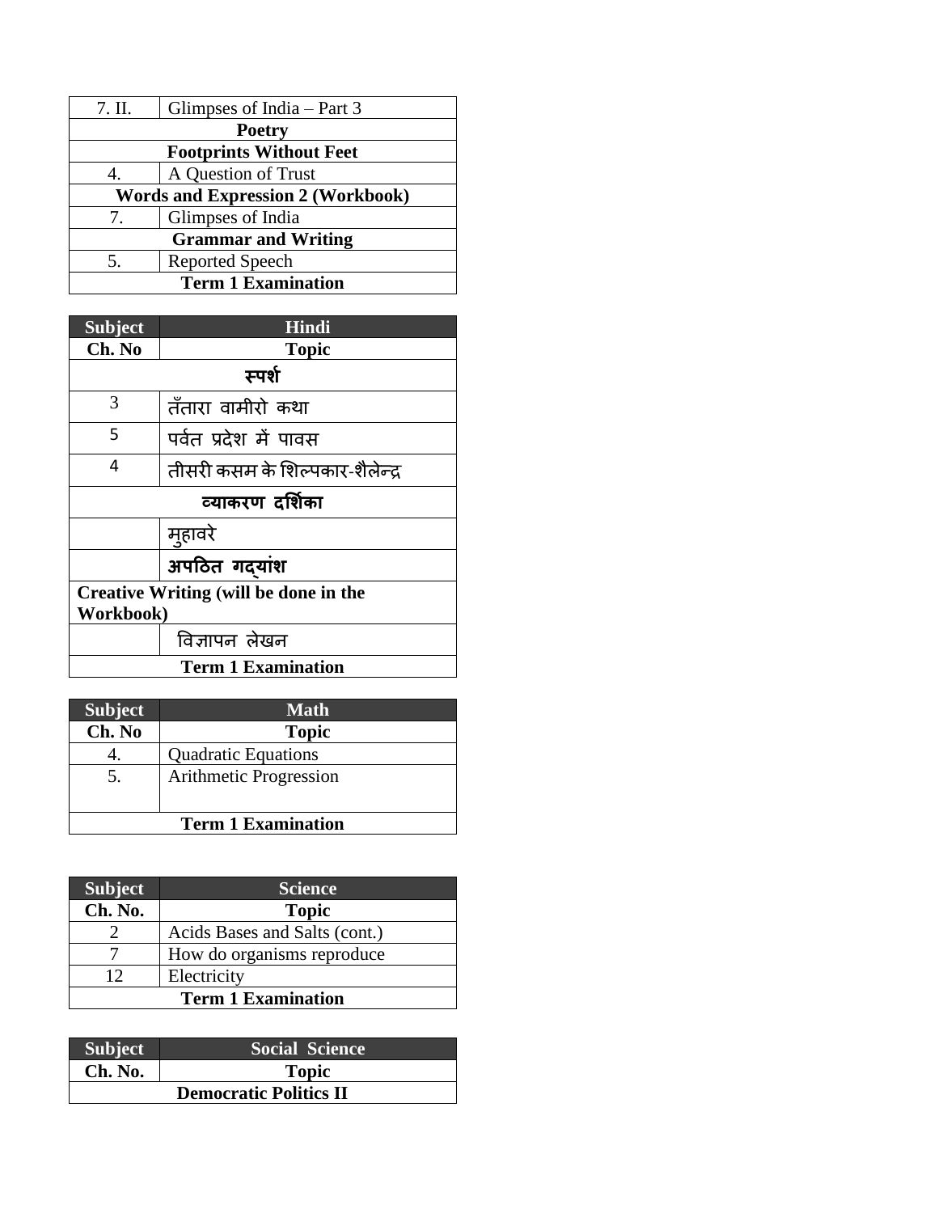| 7. II. | Glimpses of India – Part 3 |
|---|---|
| **Poetry** | |
| **Footprints Without Feet** | |
| 4. | A Question of Trust |
| **Words and Expression 2 (Workbook)** | |
| 7. | Glimpses of India |
| **Grammar and Writing** | |
| 5. | Reported Speech |
| **Term 1 Examination** | |

| **Subject** | **Hindi** |
|---|---|
| **Ch. No** | **Topic** |
| **स्पर्श** | |
| 3 | तँतारा वामीरो कथा |
| 5 | पर्वत प्रदेश में पावस |
| 4 | तीसरी कसम के शिल्पकार-शैलेन्द्र |
| **व्याकरण दर्शिका** | |
| | मुहावरे |
| | **अपठित गद्यांश** |
| **Creative Writing (will be done in the Workbook)** | |
| | विज्ञापन लेखन |
| **Term 1 Examination** | |

| **Subject** | **Math** |
|---|---|
| **Ch. No** | **Topic** |
| 4. | Quadratic Equations |
| 5. | Arithmetic Progression |
| **Term 1 Examination** | |

| **Subject** | **Science** |
|---|---|
| **Ch. No.** | **Topic** |
| 2 | Acids Bases and Salts (cont.) |
| 7 | How do organisms reproduce |
| 12 | Electricity |
| **Term 1 Examination** | |

| **Subject** | **Social Science** |
|---|---|
| **Ch. No.** | **Topic** |
| **Democratic Politics II** | |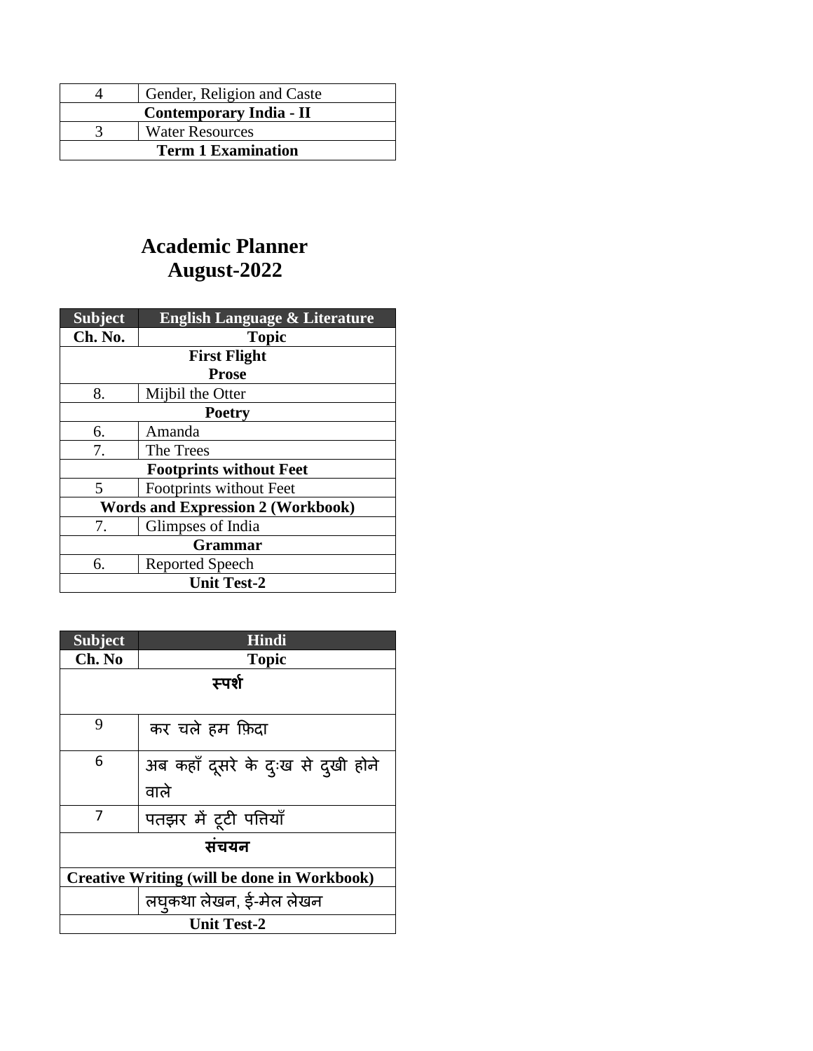| | |
|---|---|
| 4 | Gender, Religion and Caste |
| **Contemporary India - II** | |
| 3 | Water Resources |
| **Term 1 Examination** | |

# Academic Planner
# August-2022

| Subject | English Language & Literature |
|---|---|
| **Ch. No.** | **Topic** |
| **First Flight** | |
| **Prose** | |
| 8. | Mijbil the Otter |
| **Poetry** | |
| 6. | Amanda |
| 7. | The Trees |
| **Footprints without Feet** | |
| 5 | Footprints without Feet |
| **Words and Expression 2 (Workbook)** | |
| 7. | Glimpses of India |
| **Grammar** | |
| 6. | Reported Speech |
| **Unit Test-2** | |

| Subject | Hindi |
|---|---|
| **Ch. No** | **Topic** |
| **स्पर्श** | |
| 9 | कर चले हम फ़िदा |
| 6 | अब कहाँ दूसरे के दुःख से दुखी होने वाले |
| 7 | पतझर में टूटी पत्तियाँ |
| **संचयन** | |
| **Creative Writing (will be done in Workbook)** | |
| | लघुकथा लेखन, ई-मेल लेखन |
| **Unit Test-2** | |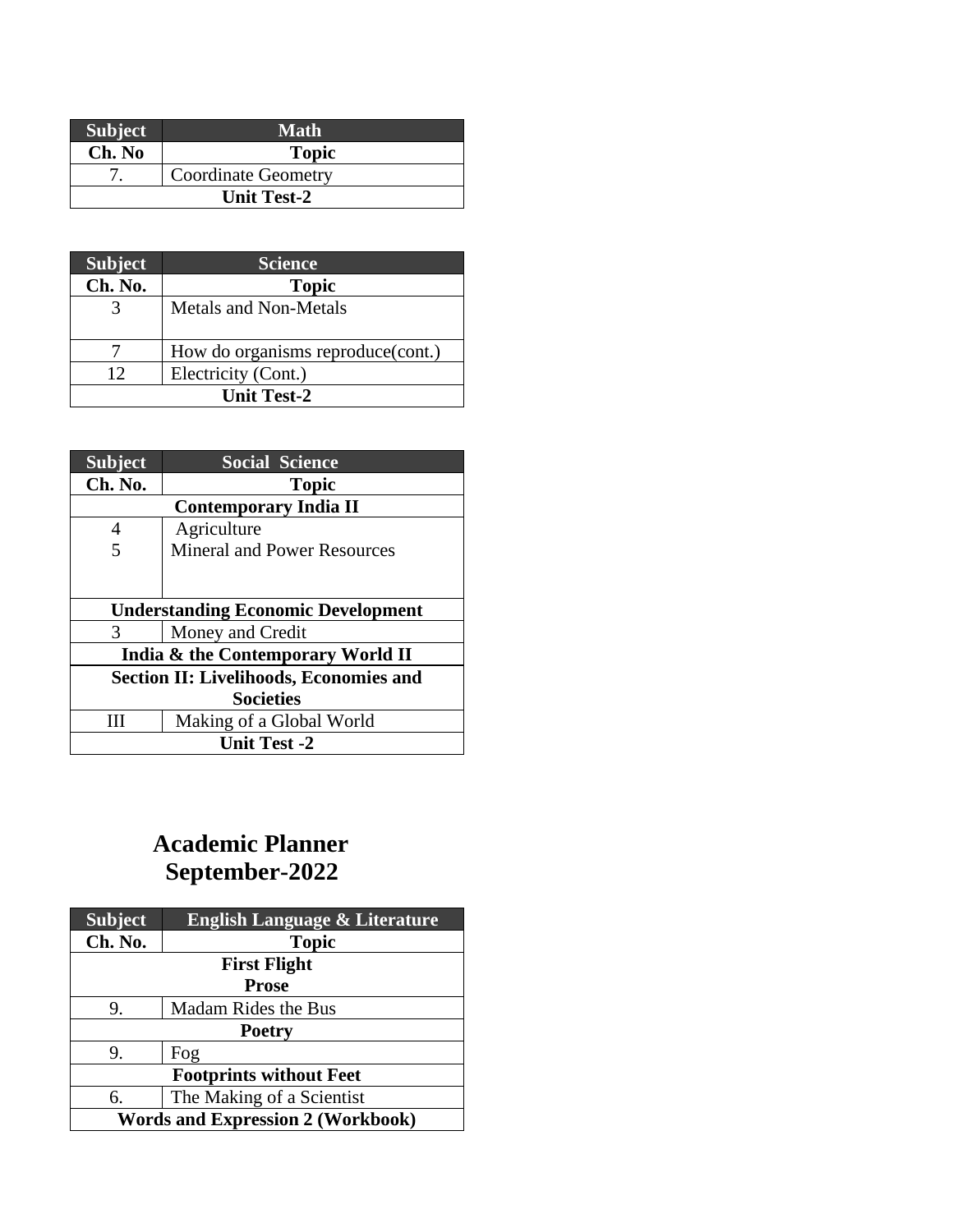| Subject | Math |
| --- | --- |
| **Ch. No** | **Topic** |
| 7. | Coordinate Geometry |
| **Unit Test-2** | |

| Subject | Science |
| --- | --- |
| **Ch. No.** | **Topic** |
| 3 | Metals and Non-Metals |
| 7 | How do organisms reproduce(cont.) |
| 12 | Electricity (Cont.) |
| **Unit Test-2** | |

| Subject | Social Science |
| --- | --- |
| **Ch. No.** | **Topic** |
| **Contemporary India II** | |
| 4<br>5 | Agriculture<br>Mineral and Power Resources |
| **Understanding Economic Development** | |
| 3 | Money and Credit |
| **India & the Contemporary World II** | |
| **Section II: Livelihoods, Economies and Societies** | |
| III | Making of a Global World |
| **Unit Test -2** | |

# Academic Planner
# September-2022

| Subject | English Language & Literature |
| --- | --- |
| **Ch. No.** | **Topic** |
| **First Flight**<br>**Prose** | |
| 9. | Madam Rides the Bus |
| **Poetry** | |
| 9. | Fog |
| **Footprints without Feet** | |
| 6. | The Making of a Scientist |
| **Words and Expression 2 (Workbook)** | |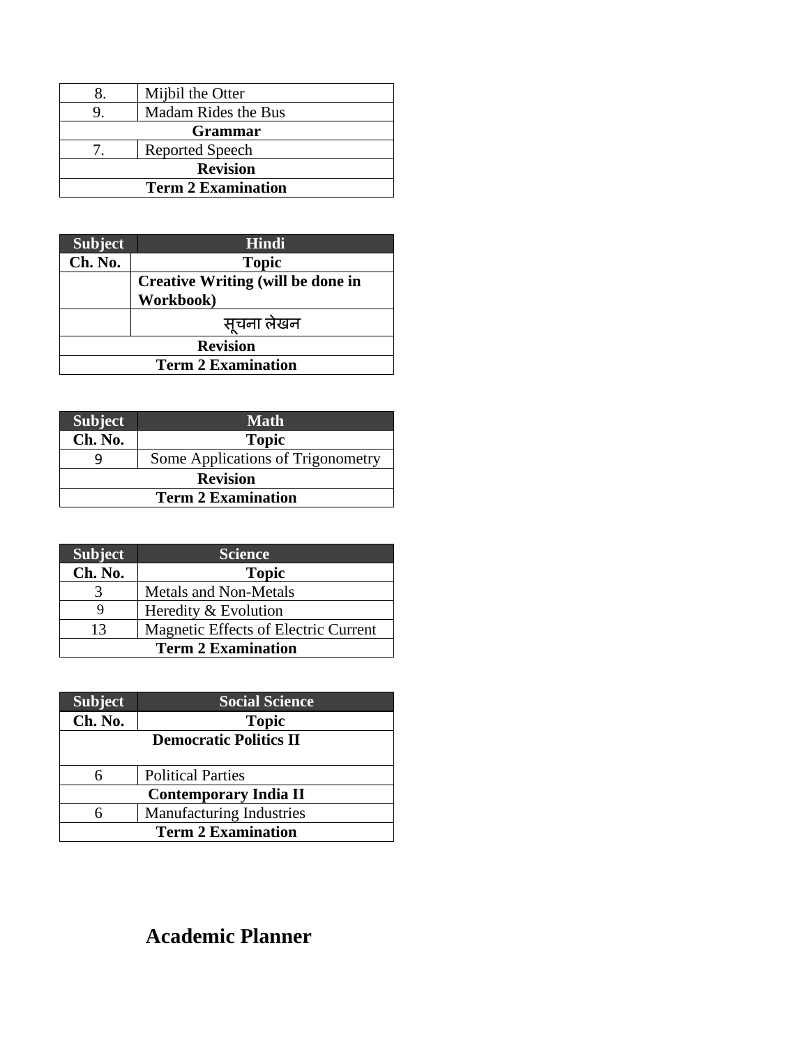| | |
|---|---|
| 8. | Mijbil the Otter |
| 9. | Madam Rides the Bus |
| **Grammar** | |
| 7. | Reported Speech |
| **Revision** | |
| **Term 2 Examination** | |

| Subject | Hindi |
|---|---|
| **Ch. No.** | **Topic** |
| | **Creative Writing (will be done in Workbook)** |
| | सूचना लेखन |
| **Revision** | |
| **Term 2 Examination** | |

| Subject | Math |
|---|---|
| **Ch. No.** | **Topic** |
| 9 | Some Applications of Trigonometry |
| **Revision** | |
| **Term 2 Examination** | |

| Subject | Science |
|---|---|
| **Ch. No.** | **Topic** |
| 3 | Metals and Non-Metals |
| 9 | Heredity & Evolution |
| 13 | Magnetic Effects of Electric Current |
| **Term 2 Examination** | |

| Subject | Social Science |
|---|---|
| **Ch. No.** | **Topic** |
| **Democratic Politics II** | |
| 6 | Political Parties |
| **Contemporary India II** | |
| 6 | Manufacturing Industries |
| **Term 2 Examination** | |

# Academic Planner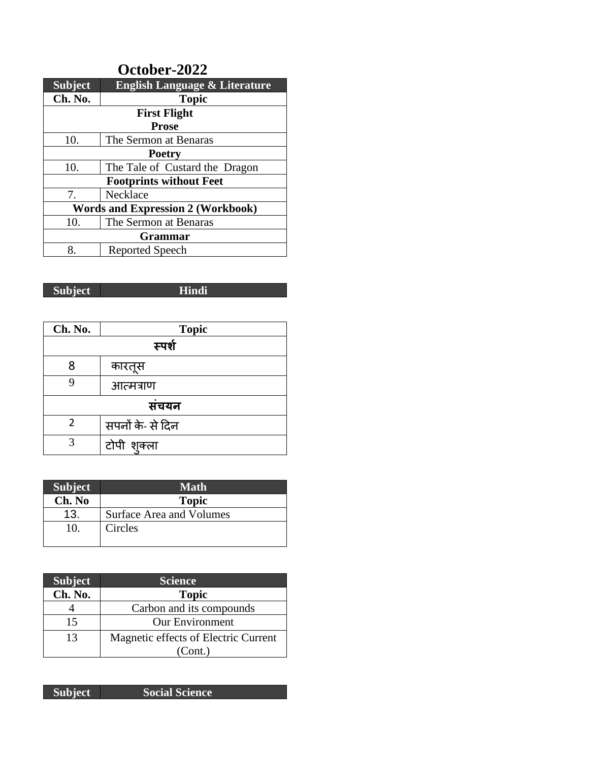# October-2022

| Subject | English Language & Literature |
|---|---|
| **Ch. No.** | **Topic** |
| **First Flight** **Prose** | |
| 10. | The Sermon at Benaras |
| **Poetry** | |
| 10. | The Tale of Custard the Dragon |
| **Footprints without Feet** | |
| 7. | Necklace |
| **Words and Expression 2 (Workbook)** | |
| 10. | The Sermon at Benaras |
| **Grammar** | |
| 8. | Reported Speech |

| Subject | Hindi |
|---|---|
| **Ch. No.** | **Topic** |
| **स्पर्श** | |
| 8 | कारतूस |
| 9 | आत्मत्राण |
| **संचयन** | |
| 2 | सपनों के- से दिन |
| 3 | टोपी शुक्ला |

| Subject | Math |
|---|---|
| **Ch. No** | **Topic** |
| 13. | Surface Area and Volumes |
| 10. | Circles |

| Subject | Science |
|---|---|
| **Ch. No.** | **Topic** |
| 4 | Carbon and its compounds |
| 15 | Our Environment |
| 13 | Magnetic effects of Electric Current (Cont.) |

| Subject | Social Science |
|---|---|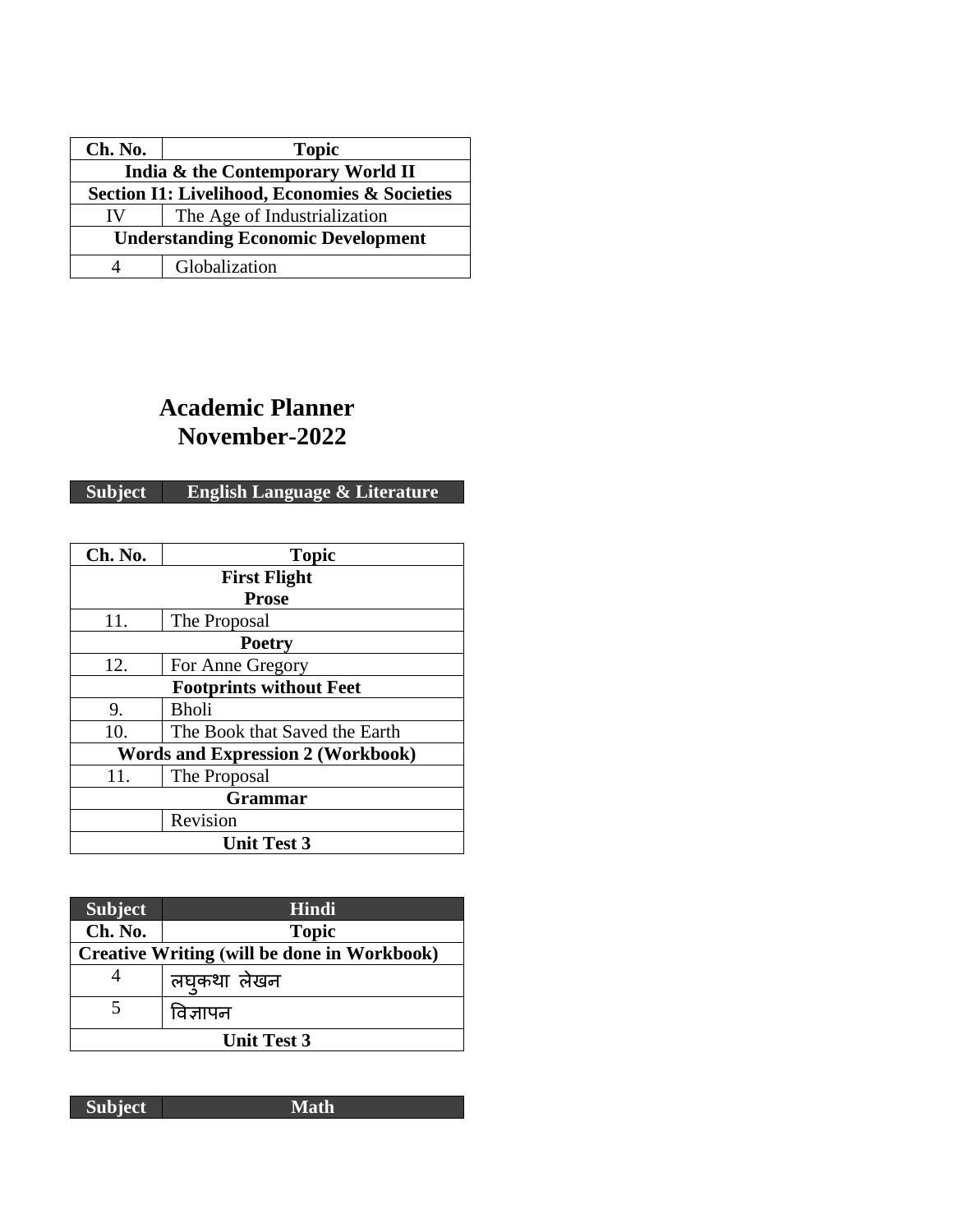| Ch. No. | Topic |
|---|---|
| **India & the Contemporary World II** | |
| **Section I1: Livelihood, Economies & Societies** | |
| IV | The Age of Industrialization |
| **Understanding Economic Development** | |
| 4 | Globalization |

# Academic Planner
# November-2022

| Subject | English Language & Literature |
|---|---|

| Ch. No. | Topic |
|---|---|
| **First Flight** **Prose** | |
| 11. | The Proposal |
| **Poetry** | |
| 12. | For Anne Gregory |
| **Footprints without Feet** | |
| 9. | Bholi |
| 10. | The Book that Saved the Earth |
| **Words and Expression 2 (Workbook)** | |
| 11. | The Proposal |
| **Grammar** | |
| | Revision |
| **Unit Test 3** | |

| Subject | Hindi |
|---|---|
| **Ch. No.** | **Topic** |
| **Creative Writing (will be done in Workbook)** | |
| 4 | लघुकथा लेखन |
| 5 | विज्ञापन |
| **Unit Test 3** | |

| Subject | Math |
|---|---|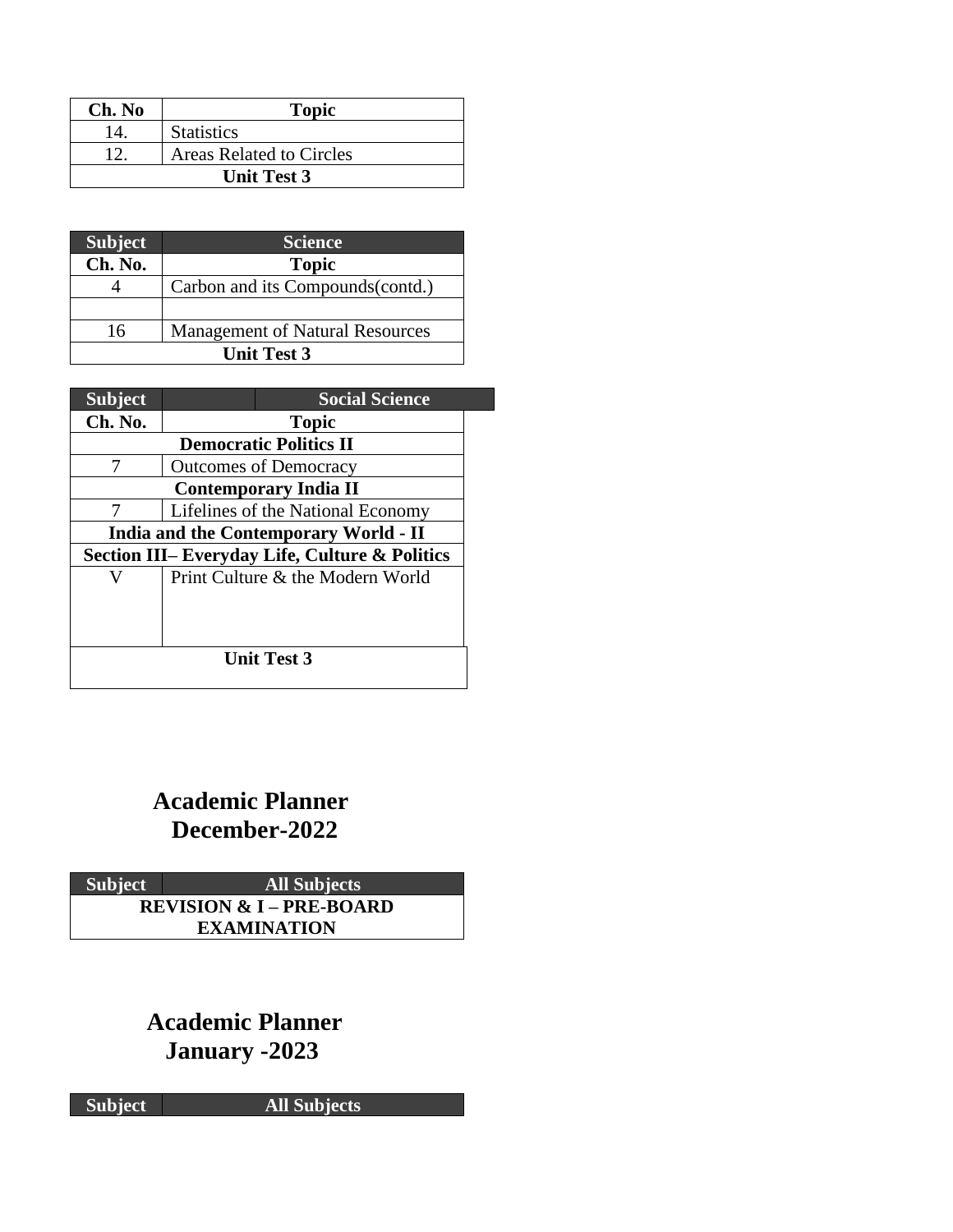| Ch. No | Topic |
| --- | --- |
| 14. | Statistics |
| 12. | Areas Related to Circles |
| **Unit Test 3** | |

| Subject | Science |
| --- | --- |
| **Ch. No.** | **Topic** |
| 4 | Carbon and its Compounds(contd.) |
| | |
| 16 | Management of Natural Resources |
| **Unit Test 3** | |

| Subject | Social Science |
| --- | --- |
| **Ch. No.** | **Topic** |
| **Democratic Politics II** | |
| 7 | Outcomes of Democracy |
| **Contemporary India II** | |
| 7 | Lifelines of the National Economy |
| **India and the Contemporary World - II** | |
| **Section III– Everyday Life, Culture & Politics** | |
| V | Print Culture & the Modern World |
| **Unit Test 3** | |

# Academic Planner December-2022

| Subject | All Subjects |
| --- | --- |
| **REVISION & I – PRE-BOARD EXAMINATION** | |

# Academic Planner January -2023

| Subject | All Subjects |
| --- | --- |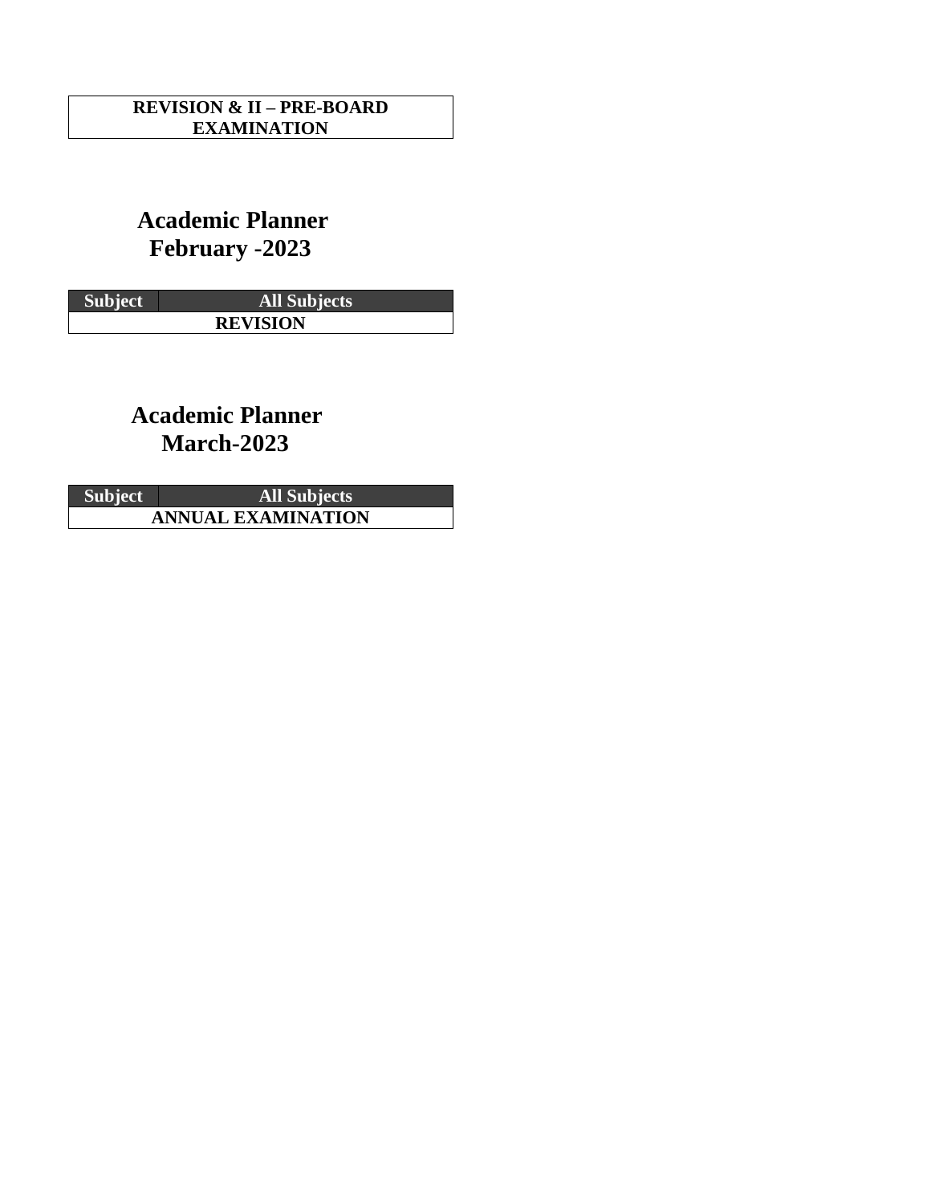| REVISION & II – PRE-BOARD EXAMINATION |
|---|

# Academic Planner
# February -2023

| Subject | All Subjects |
|---|---|
| REVISION | |

# Academic Planner
# March-2023

| Subject | All Subjects |
|---|---|
| ANNUAL EXAMINATION | |